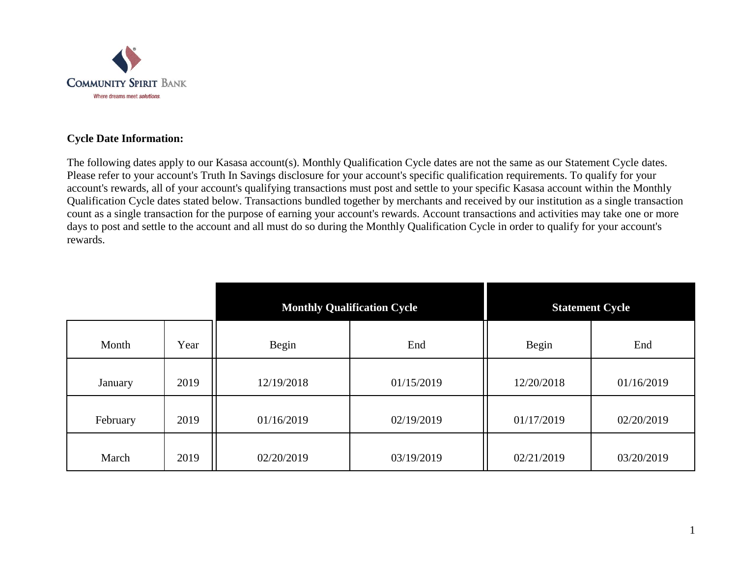COMMUNITY SPIRIT BANK

Where dreams meet *solutions.*

**Cycle Date Information:**

The following dates apply to our Kasasa account(s). Monthly Qualification Cycle dates are not the same as our Statement Cycle dates. Please refer to your account's Truth In Savings disclosure for your account's specific qualification requirements. To qualify for your account's rewards, all of your account's qualifying transactions must post and settle to your specific Kasasa account within the Monthly Qualification Cycle dates stated below. Transactions bundled together by merchants and received by our institution as a single transaction count as a single transaction for the purpose of earning your account's rewards. Account transactions and activities may take one or more days to post and settle to the account and all must do so during the Monthly Qualification Cycle in order to qualify for your account's rewards.

| | | **Monthly Qualification Cycle** | | **Statement Cycle** | |
|---|---|---|---|---|---|
| Month | Year | Begin | End | Begin | End |
| January | 2019 | 12/19/2018 | 01/15/2019 | 12/20/2018 | 01/16/2019 |
| February | 2019 | 01/16/2019 | 02/19/2019 | 01/17/2019 | 02/20/2019 |
| March | 2019 | 02/20/2019 | 03/19/2019 | 02/21/2019 | 03/20/2019 |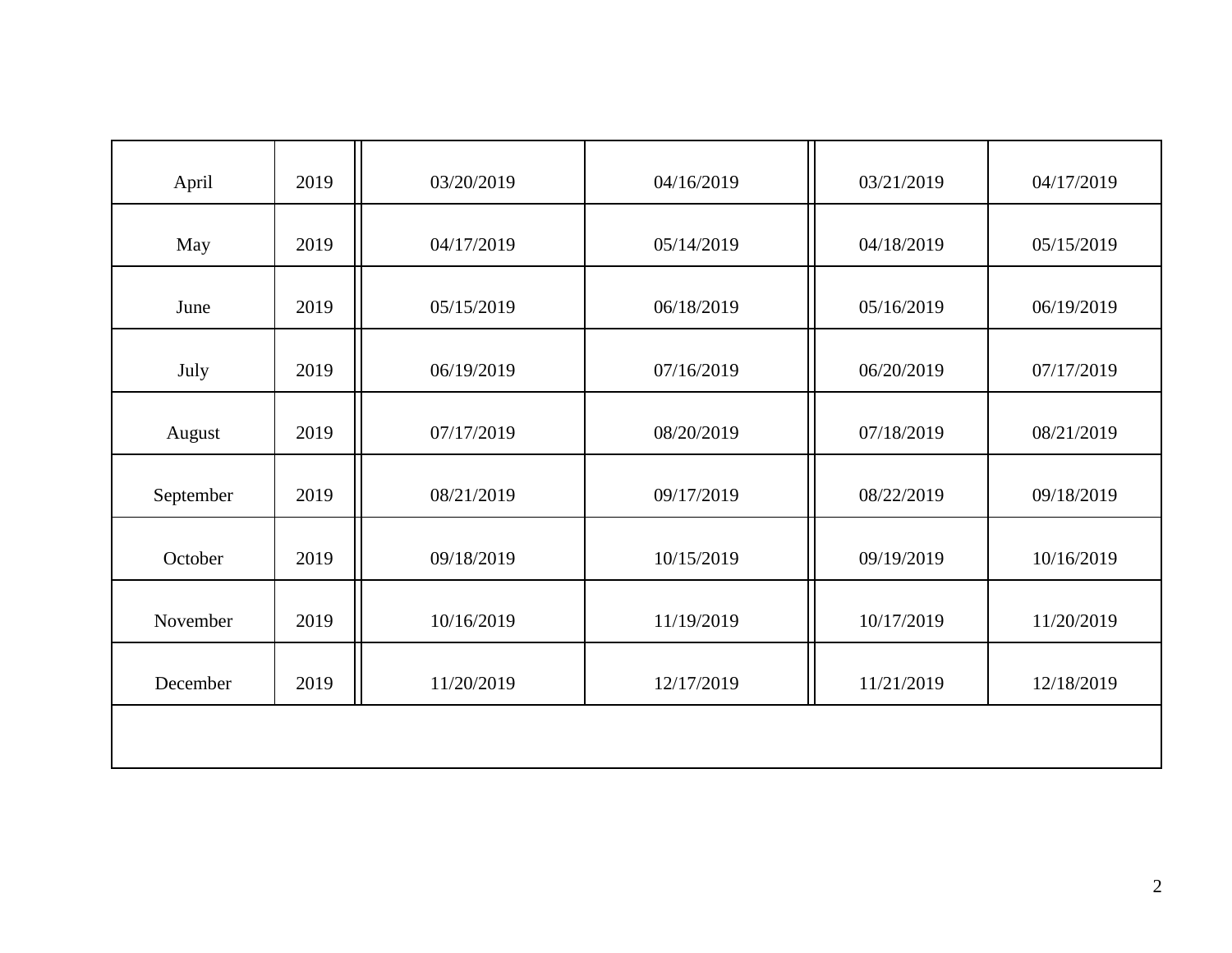| | | | | | |
|---|---|---|---|---|---|
| April | 2019 | 03/20/2019 | 04/16/2019 | 03/21/2019 | 04/17/2019 |
| May | 2019 | 04/17/2019 | 05/14/2019 | 04/18/2019 | 05/15/2019 |
| June | 2019 | 05/15/2019 | 06/18/2019 | 05/16/2019 | 06/19/2019 |
| July | 2019 | 06/19/2019 | 07/16/2019 | 06/20/2019 | 07/17/2019 |
| August | 2019 | 07/17/2019 | 08/20/2019 | 07/18/2019 | 08/21/2019 |
| September | 2019 | 08/21/2019 | 09/17/2019 | 08/22/2019 | 09/18/2019 |
| October | 2019 | 09/18/2019 | 10/15/2019 | 09/19/2019 | 10/16/2019 |
| November | 2019 | 10/16/2019 | 11/19/2019 | 10/17/2019 | 11/20/2019 |
| December | 2019 | 11/20/2019 | 12/17/2019 | 11/21/2019 | 12/18/2019 |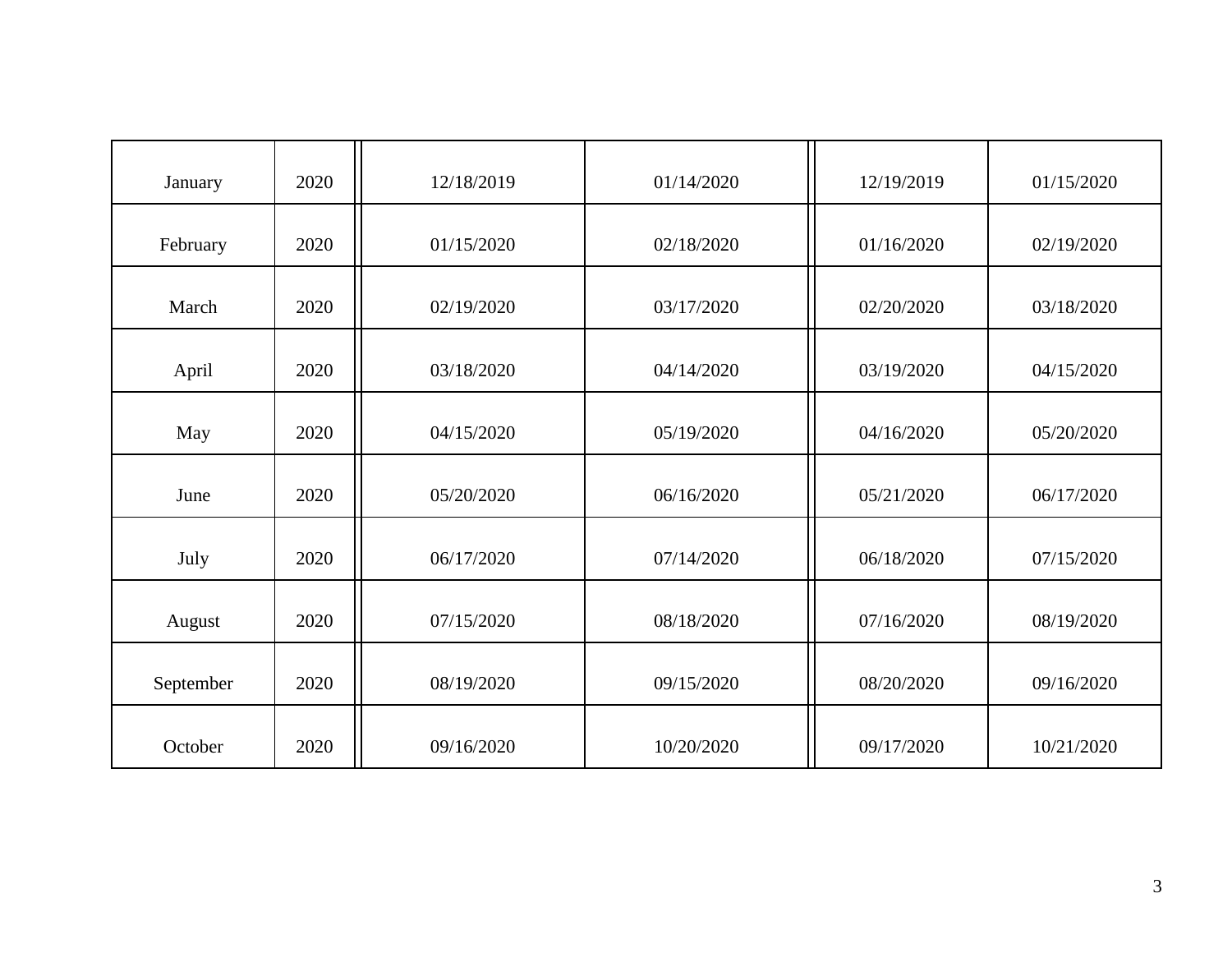| | | | | | |
|---|---|---|---|---|---|
| January | 2020 | 12/18/2019 | 01/14/2020 | 12/19/2019 | 01/15/2020 |
| February | 2020 | 01/15/2020 | 02/18/2020 | 01/16/2020 | 02/19/2020 |
| March | 2020 | 02/19/2020 | 03/17/2020 | 02/20/2020 | 03/18/2020 |
| April | 2020 | 03/18/2020 | 04/14/2020 | 03/19/2020 | 04/15/2020 |
| May | 2020 | 04/15/2020 | 05/19/2020 | 04/16/2020 | 05/20/2020 |
| June | 2020 | 05/20/2020 | 06/16/2020 | 05/21/2020 | 06/17/2020 |
| July | 2020 | 06/17/2020 | 07/14/2020 | 06/18/2020 | 07/15/2020 |
| August | 2020 | 07/15/2020 | 08/18/2020 | 07/16/2020 | 08/19/2020 |
| September | 2020 | 08/19/2020 | 09/15/2020 | 08/20/2020 | 09/16/2020 |
| October | 2020 | 09/16/2020 | 10/20/2020 | 09/17/2020 | 10/21/2020 |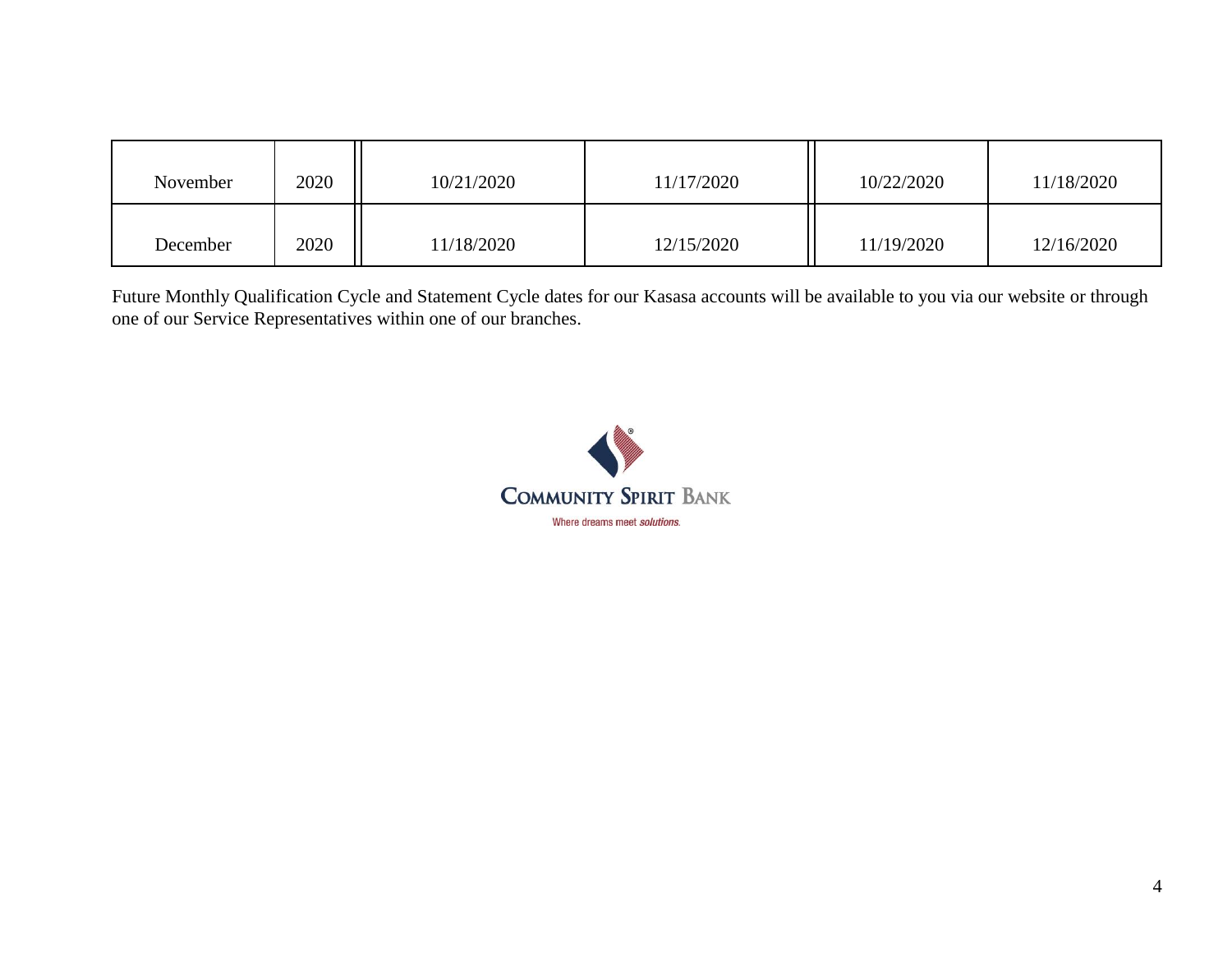| | | | | | |
|---|---|---|---|---|---|
| November | 2020 | 10/21/2020 | 11/17/2020 | 10/22/2020 | 11/18/2020 |
| December | 2020 | 11/18/2020 | 12/15/2020 | 11/19/2020 | 12/16/2020 |

Future Monthly Qualification Cycle and Statement Cycle dates for our Kasasa accounts will be available to you via our website or through one of our Service Representatives within one of our branches.

COMMUNITY SPIRIT BANK

Where dreams meet *solutions.*